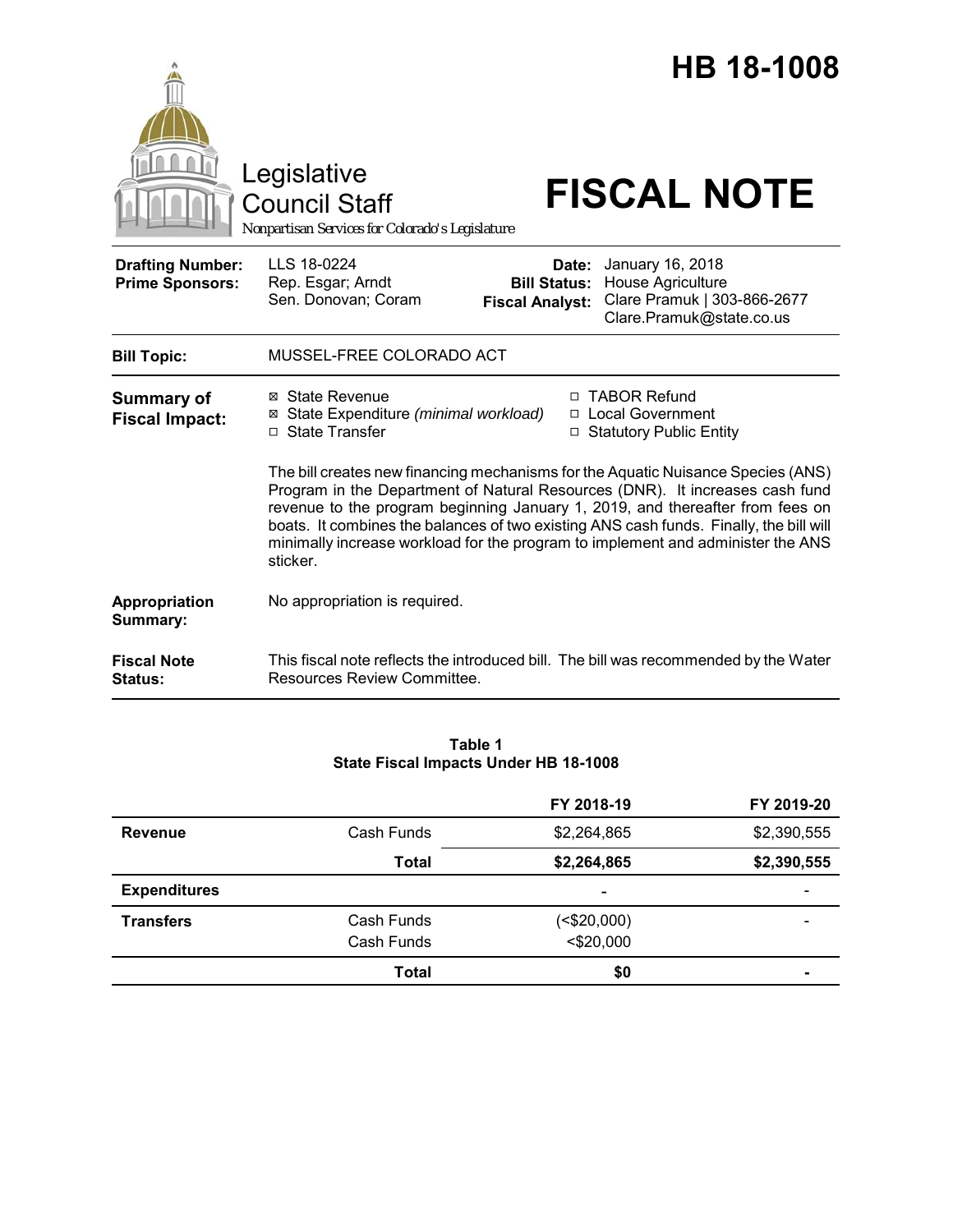# HB 18-1008

Legislative Council Staff

*Nonpartisan Services for Colorado's Legislature*

# FISCAL NOTE

| | | | |
|---|---|---|---|
| **Drafting Number:** | LLS 18-0224 | **Date:** | January 16, 2018 |
| **Prime Sponsors:** | Rep. Esgar; Arndt<br>Sen. Donovan; Coram | **Bill Status:** | House Agriculture |
| | | **Fiscal Analyst:** | Clare Pramuk \| 303-866-2677<br>Clare.Pramuk@state.co.us |

**Bill Topic:** MUSSEL-FREE COLORADO ACT

**Summary of Fiscal Impact:**

- ☒ State Revenue
- ☒ State Expenditure *(minimal workload)*
- ☐ State Transfer
- ☐ TABOR Refund
- ☐ Local Government
- ☐ Statutory Public Entity

The bill creates new financing mechanisms for the Aquatic Nuisance Species (ANS) Program in the Department of Natural Resources (DNR). It increases cash fund revenue to the program beginning January 1, 2019, and thereafter from fees on boats. It combines the balances of two existing ANS cash funds. Finally, the bill will minimally increase workload for the program to implement and administer the ANS sticker.

**Appropriation Summary:** No appropriation is required.

**Fiscal Note Status:** This fiscal note reflects the introduced bill. The bill was recommended by the Water Resources Review Committee.

**Table 1**
**State Fiscal Impacts Under HB 18-1008**

| | | FY 2018-19 | FY 2019-20 |
|---|---|---|---|
| **Revenue** | Cash Funds | $2,264,865 | $2,390,555 |
| | **Total** | **$2,264,865** | **$2,390,555** |
| **Expenditures** | | - | - |
| **Transfers** | Cash Funds | (<$20,000) | - |
| | Cash Funds | <$20,000 | |
| | **Total** | **$0** | **-** |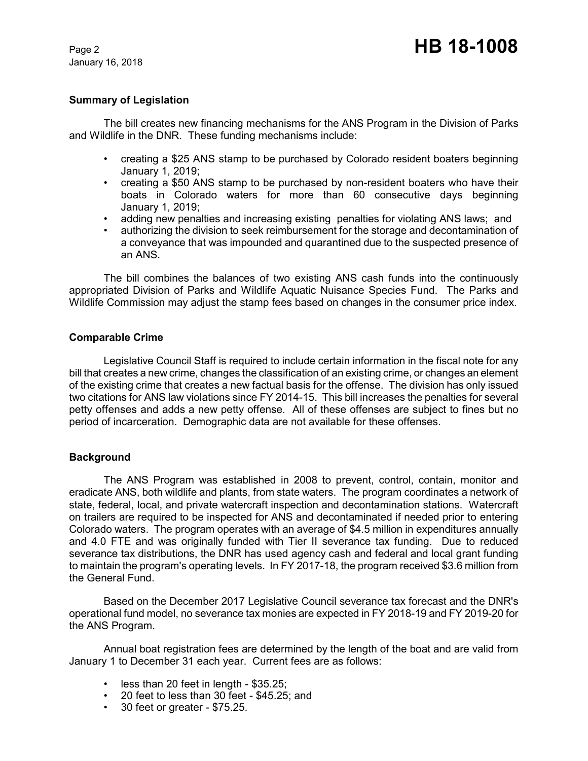## Summary of Legislation

The bill creates new financing mechanisms for the ANS Program in the Division of Parks and Wildlife in the DNR. These funding mechanisms include:

- creating a $25 ANS stamp to be purchased by Colorado resident boaters beginning January 1, 2019;
- creating a $50 ANS stamp to be purchased by non-resident boaters who have their boats in Colorado waters for more than 60 consecutive days beginning January 1, 2019;
- adding new penalties and increasing existing penalties for violating ANS laws; and
- authorizing the division to seek reimbursement for the storage and decontamination of a conveyance that was impounded and quarantined due to the suspected presence of an ANS.

The bill combines the balances of two existing ANS cash funds into the continuously appropriated Division of Parks and Wildlife Aquatic Nuisance Species Fund. The Parks and Wildlife Commission may adjust the stamp fees based on changes in the consumer price index.

## Comparable Crime

Legislative Council Staff is required to include certain information in the fiscal note for any bill that creates a new crime, changes the classification of an existing crime, or changes an element of the existing crime that creates a new factual basis for the offense. The division has only issued two citations for ANS law violations since FY 2014-15. This bill increases the penalties for several petty offenses and adds a new petty offense. All of these offenses are subject to fines but no period of incarceration. Demographic data are not available for these offenses.

## Background

The ANS Program was established in 2008 to prevent, control, contain, monitor and eradicate ANS, both wildlife and plants, from state waters. The program coordinates a network of state, federal, local, and private watercraft inspection and decontamination stations. Watercraft on trailers are required to be inspected for ANS and decontaminated if needed prior to entering Colorado waters. The program operates with an average of $4.5 million in expenditures annually and 4.0 FTE and was originally funded with Tier II severance tax funding. Due to reduced severance tax distributions, the DNR has used agency cash and federal and local grant funding to maintain the program's operating levels. In FY 2017-18, the program received $3.6 million from the General Fund.

Based on the December 2017 Legislative Council severance tax forecast and the DNR's operational fund model, no severance tax monies are expected in FY 2018-19 and FY 2019-20 for the ANS Program.

Annual boat registration fees are determined by the length of the boat and are valid from January 1 to December 31 each year. Current fees are as follows:

- less than 20 feet in length - $35.25;
- 20 feet to less than 30 feet - $45.25; and
- 30 feet or greater - $75.25.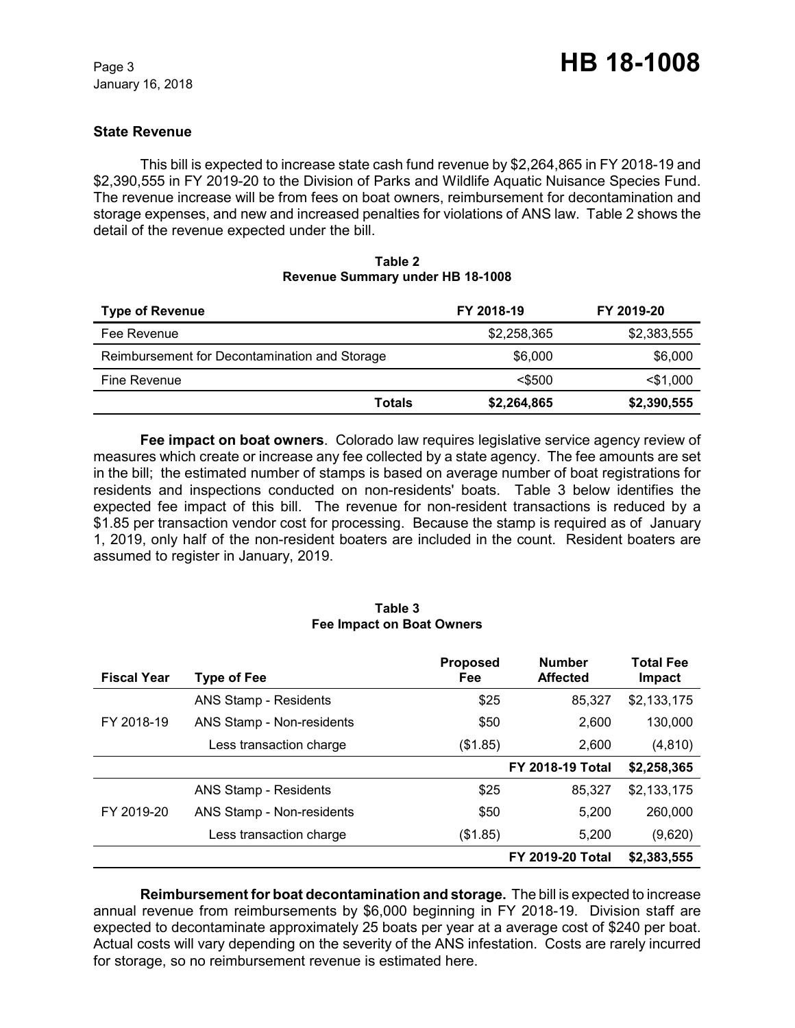### State Revenue

This bill is expected to increase state cash fund revenue by $2,264,865 in FY 2018-19 and $2,390,555 in FY 2019-20 to the Division of Parks and Wildlife Aquatic Nuisance Species Fund. The revenue increase will be from fees on boat owners, reimbursement for decontamination and storage expenses, and new and increased penalties for violations of ANS law. Table 2 shows the detail of the revenue expected under the bill.

**Table 2**
**Revenue Summary under HB 18-1008**

| Type of Revenue | FY 2018-19 | FY 2019-20 |
|---|---|---|
| Fee Revenue | $2,258,365 | $2,383,555 |
| Reimbursement for Decontamination and Storage | $6,000 | $6,000 |
| Fine Revenue | <$500 | <$1,000 |
| **Totals** | **$2,264,865** | **$2,390,555** |

**Fee impact on boat owners**. Colorado law requires legislative service agency review of measures which create or increase any fee collected by a state agency. The fee amounts are set in the bill; the estimated number of stamps is based on average number of boat registrations for residents and inspections conducted on non-residents' boats. Table 3 below identifies the expected fee impact of this bill. The revenue for non-resident transactions is reduced by a $1.85 per transaction vendor cost for processing. Because the stamp is required as of January 1, 2019, only half of the non-resident boaters are included in the count. Resident boaters are assumed to register in January, 2019.

**Table 3**
**Fee Impact on Boat Owners**

| Fiscal Year | Type of Fee | Proposed Fee | Number Affected | Total Fee Impact |
|---|---|---|---|---|
| FY 2018-19 | ANS Stamp - Residents | $25 | 85,327 | $2,133,175 |
| | ANS Stamp - Non-residents | $50 | 2,600 | 130,000 |
| | Less transaction charge | ($1.85) | 2,600 | (4,810) |
| | | | **FY 2018-19 Total** | **$2,258,365** |
| FY 2019-20 | ANS Stamp - Residents | $25 | 85,327 | $2,133,175 |
| | ANS Stamp - Non-residents | $50 | 5,200 | 260,000 |
| | Less transaction charge | ($1.85) | 5,200 | (9,620) |
| | | | **FY 2019-20 Total** | **$2,383,555** |

**Reimbursement for boat decontamination and storage.** The bill is expected to increase annual revenue from reimbursements by $6,000 beginning in FY 2018-19. Division staff are expected to decontaminate approximately 25 boats per year at a average cost of $240 per boat. Actual costs will vary depending on the severity of the ANS infestation. Costs are rarely incurred for storage, so no reimbursement revenue is estimated here.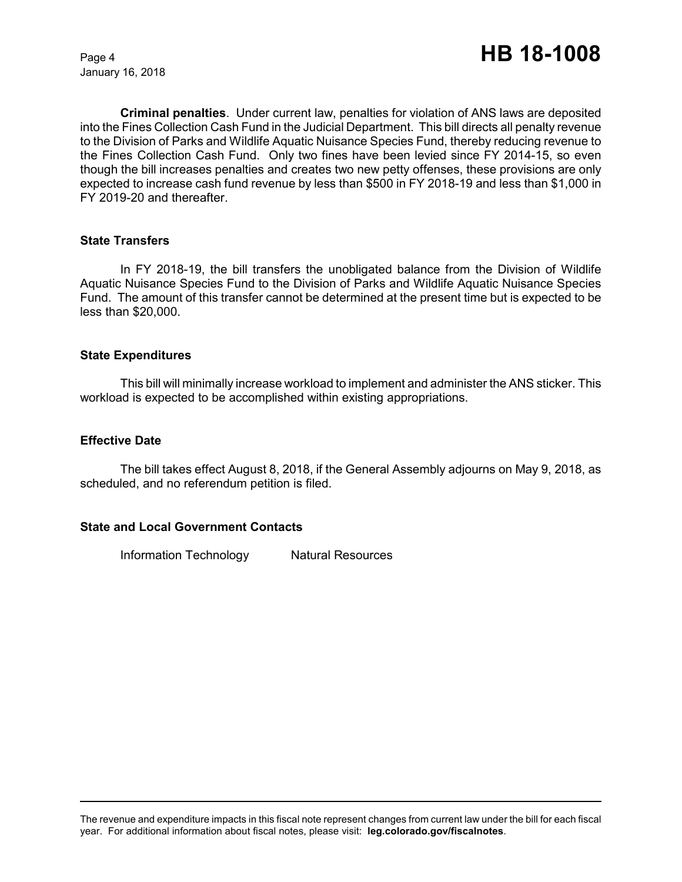**Criminal penalties**. Under current law, penalties for violation of ANS laws are deposited into the Fines Collection Cash Fund in the Judicial Department. This bill directs all penalty revenue to the Division of Parks and Wildlife Aquatic Nuisance Species Fund, thereby reducing revenue to the Fines Collection Cash Fund. Only two fines have been levied since FY 2014-15, so even though the bill increases penalties and creates two new petty offenses, these provisions are only expected to increase cash fund revenue by less than $500 in FY 2018-19 and less than $1,000 in FY 2019-20 and thereafter.

### State Transfers

In FY 2018-19, the bill transfers the unobligated balance from the Division of Wildlife Aquatic Nuisance Species Fund to the Division of Parks and Wildlife Aquatic Nuisance Species Fund. The amount of this transfer cannot be determined at the present time but is expected to be less than $20,000.

### State Expenditures

This bill will minimally increase workload to implement and administer the ANS sticker. This workload is expected to be accomplished within existing appropriations.

### Effective Date

The bill takes effect August 8, 2018, if the General Assembly adjourns on May 9, 2018, as scheduled, and no referendum petition is filed.

### State and Local Government Contacts

Information Technology    Natural Resources

The revenue and expenditure impacts in this fiscal note represent changes from current law under the bill for each fiscal year. For additional information about fiscal notes, please visit: **leg.colorado.gov/fiscalnotes**.